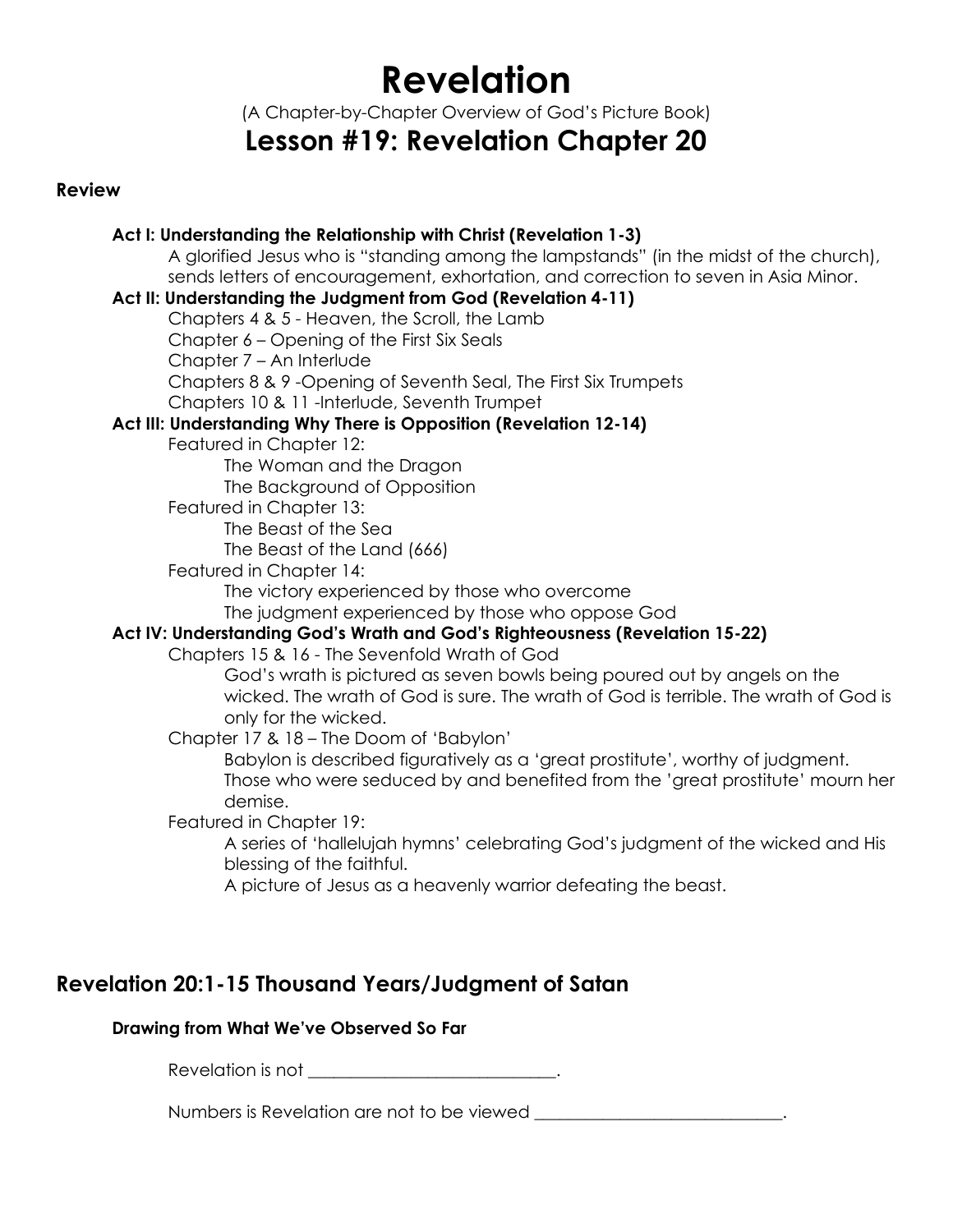# Revelation

(A Chapter-by-Chapter Overview of God's Picture Book)

## Lesson #19: Revelation Chapter 20

### Review

**Act I: Understanding the Relationship with Christ (Revelation 1-3)**

A glorified Jesus who is "standing among the lampstands" (in the midst of the church), sends letters of encouragement, exhortation, and correction to seven in Asia Minor.

**Act II: Understanding the Judgment from God (Revelation 4-11)**

Chapters 4 & 5 - Heaven, the Scroll, the Lamb
Chapter 6 – Opening of the First Six Seals
Chapter 7 – An Interlude
Chapters 8 & 9 -Opening of Seventh Seal, The First Six Trumpets
Chapters 10 & 11 -Interlude, Seventh Trumpet

**Act III: Understanding Why There is Opposition (Revelation 12-14)**

Featured in Chapter 12:
- The Woman and the Dragon
- The Background of Opposition

Featured in Chapter 13:
- The Beast of the Sea
- The Beast of the Land (666)

Featured in Chapter 14:
- The victory experienced by those who overcome
- The judgment experienced by those who oppose God

**Act IV: Understanding God's Wrath and God's Righteousness (Revelation 15-22)**

Chapters 15 & 16 - The Sevenfold Wrath of God

God's wrath is pictured as seven bowls being poured out by angels on the wicked. The wrath of God is sure. The wrath of God is terrible. The wrath of God is only for the wicked.

Chapter 17 & 18 – The Doom of 'Babylon'

Babylon is described figuratively as a 'great prostitute', worthy of judgment. Those who were seduced by and benefited from the 'great prostitute' mourn her demise.

Featured in Chapter 19:

A series of 'hallelujah hymns' celebrating God's judgment of the wicked and His blessing of the faithful.
A picture of Jesus as a heavenly warrior defeating the beast.

## Revelation 20:1-15 Thousand Years/Judgment of Satan

**Drawing from What We've Observed So Far**

Revelation is not ____________________________.

Numbers is Revelation are not to be viewed ____________________________.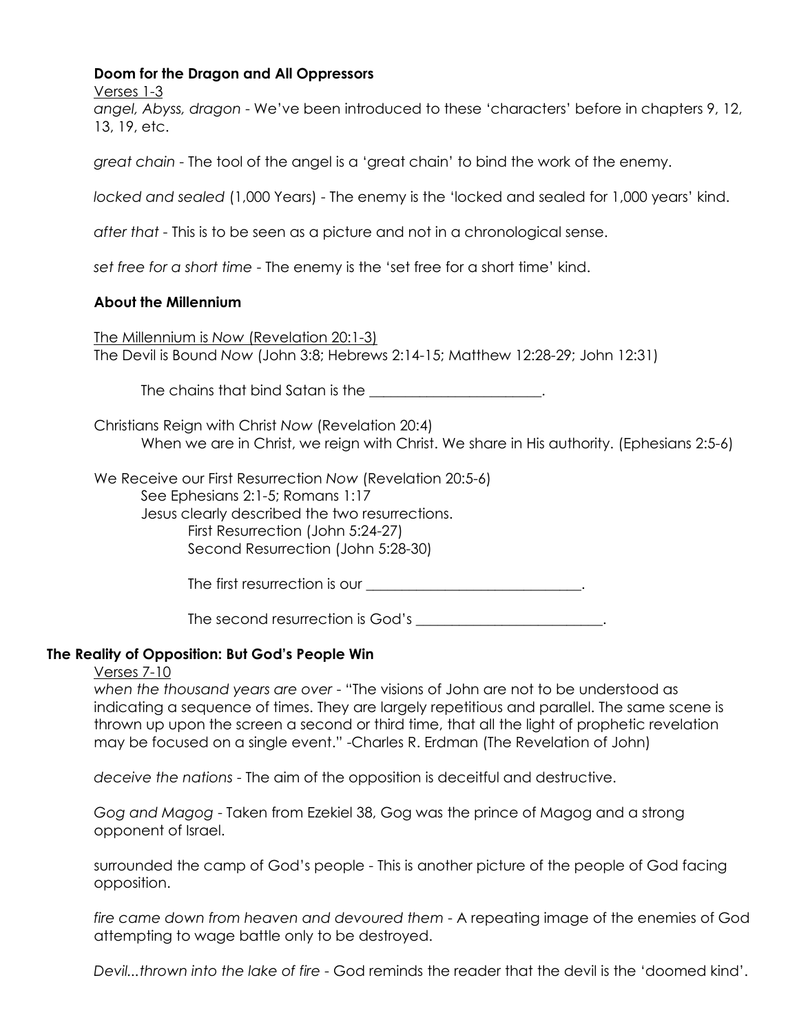### **Doom for the Dragon and All Oppressors**

Verses 1-3

*angel, Abyss, dragon* - We've been introduced to these 'characters' before in chapters 9, 12, 13, 19, etc.

*great chain* - The tool of the angel is a 'great chain' to bind the work of the enemy.

*locked and sealed* (1,000 Years) - The enemy is the 'locked and sealed for 1,000 years' kind.

*after that* - This is to be seen as a picture and not in a chronological sense.

*set free for a short time* - The enemy is the 'set free for a short time' kind.

### **About the Millennium**

The Millennium is *Now* (Revelation 20:1-3)

The Devil is Bound *Now* (John 3:8; Hebrews 2:14-15; Matthew 12:28-29; John 12:31)

> The chains that bind Satan is the ________________________.

Christians Reign with Christ *Now* (Revelation 20:4)

> When we are in Christ, we reign with Christ. We share in His authority. (Ephesians 2:5-6)

We Receive our First Resurrection *Now* (Revelation 20:5-6)

> See Ephesians 2:1-5; Romans 1:17
>
> Jesus clearly described the two resurrections.
>
> First Resurrection (John 5:24-27)
>
> Second Resurrection (John 5:28-30)
>
> The first resurrection is our ______________________________.
>
> The second resurrection is God's __________________________.

### **The Reality of Opposition: But God's People Win**

Verses 7-10

*when the thousand years are over* - "The visions of John are not to be understood as indicating a sequence of times. They are largely repetitious and parallel. The same scene is thrown up upon the screen a second or third time, that all the light of prophetic revelation may be focused on a single event." -Charles R. Erdman (The Revelation of John)

*deceive the nations* - The aim of the opposition is deceitful and destructive.

*Gog and Magog* - Taken from Ezekiel 38, Gog was the prince of Magog and a strong opponent of Israel.

surrounded the camp of God's people - This is another picture of the people of God facing opposition.

*fire came down from heaven and devoured them* - A repeating image of the enemies of God attempting to wage battle only to be destroyed.

*Devil...thrown into the lake of fire* - God reminds the reader that the devil is the 'doomed kind'.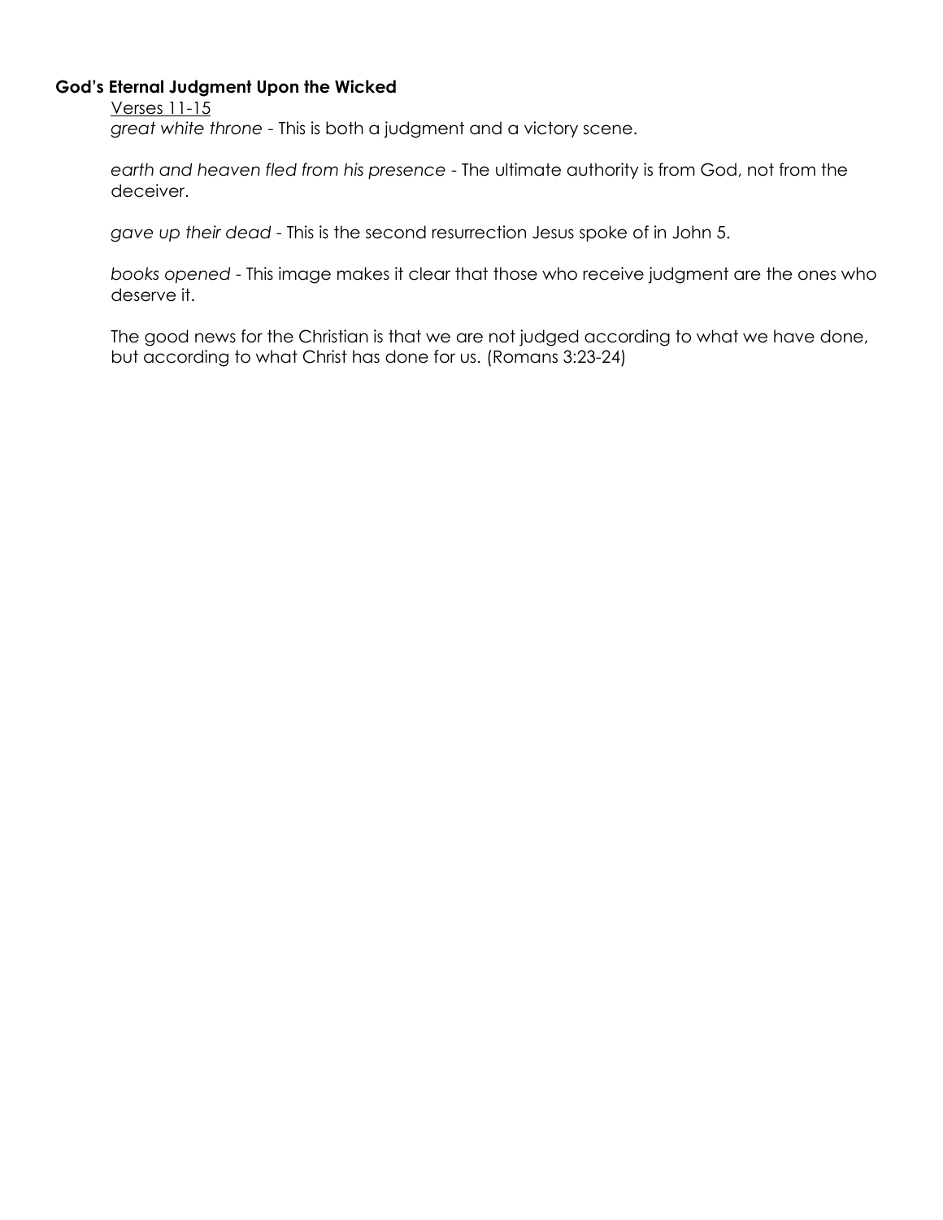**God's Eternal Judgment Upon the Wicked**

Verses 11-15

*great white throne* - This is both a judgment and a victory scene.

*earth and heaven fled from his presence* - The ultimate authority is from God, not from the deceiver.

*gave up their dead* - This is the second resurrection Jesus spoke of in John 5.

*books opened* - This image makes it clear that those who receive judgment are the ones who deserve it.

The good news for the Christian is that we are not judged according to what we have done, but according to what Christ has done for us. (Romans 3:23-24)